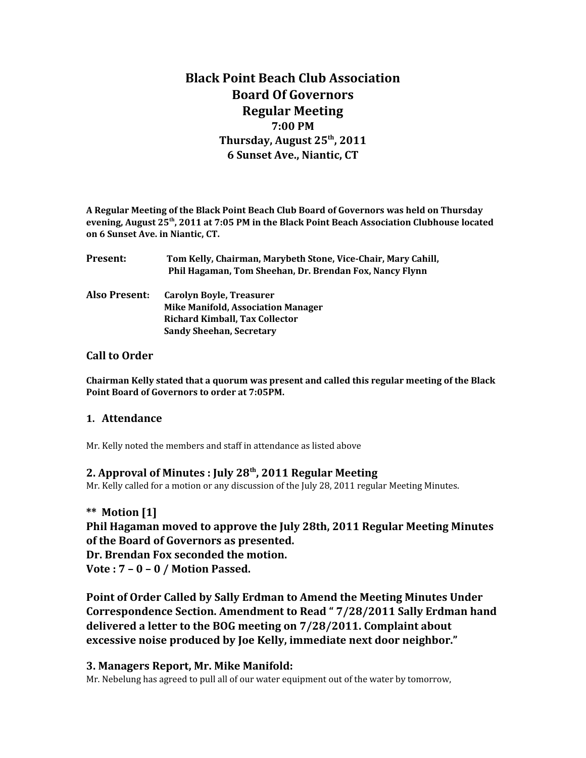# Black Point Beach Club Association
# Board Of Governors
# Regular Meeting
### 7:00 PM
### Thursday, August 25th, 2011
### 6 Sunset Ave., Niantic, CT

**A Regular Meeting of the Black Point Beach Club Board of Governors was held on Thursday evening, August 25th, 2011 at 7:05 PM in the Black Point Beach Association Clubhouse located on 6 Sunset Ave. in Niantic, CT.**

**Present:** **Tom Kelly, Chairman, Marybeth Stone, Vice-Chair, Mary Cahill, Phil Hagaman, Tom Sheehan, Dr. Brendan Fox, Nancy Flynn**

**Also Present:** **Carolyn Boyle, Treasurer**
**Mike Manifold, Association Manager**
**Richard Kimball, Tax Collector**
**Sandy Sheehan, Secretary**

## Call to Order

**Chairman Kelly stated that a quorum was present and called this regular meeting of the Black Point Board of Governors to order at 7:05PM.**

## 1. Attendance

Mr. Kelly noted the members and staff in attendance as listed above

## 2. Approval of Minutes : July 28th, 2011 Regular Meeting

Mr. Kelly called for a motion or any discussion of the July 28, 2011 regular Meeting Minutes.

**** Motion [1]**
**Phil Hagaman moved to approve the July 28th, 2011 Regular Meeting Minutes of the Board of Governors as presented.**
**Dr. Brendan Fox seconded the motion.**
**Vote : 7 – 0 – 0 / Motion Passed.**

**Point of Order Called by Sally Erdman to Amend the Meeting Minutes Under Correspondence Section. Amendment to Read " 7/28/2011 Sally Erdman hand delivered a letter to the BOG meeting on 7/28/2011. Complaint about excessive noise produced by Joe Kelly, immediate next door neighbor."**

## 3. Managers Report, Mr. Mike Manifold:

Mr. Nebelung has agreed to pull all of our water equipment out of the water by tomorrow,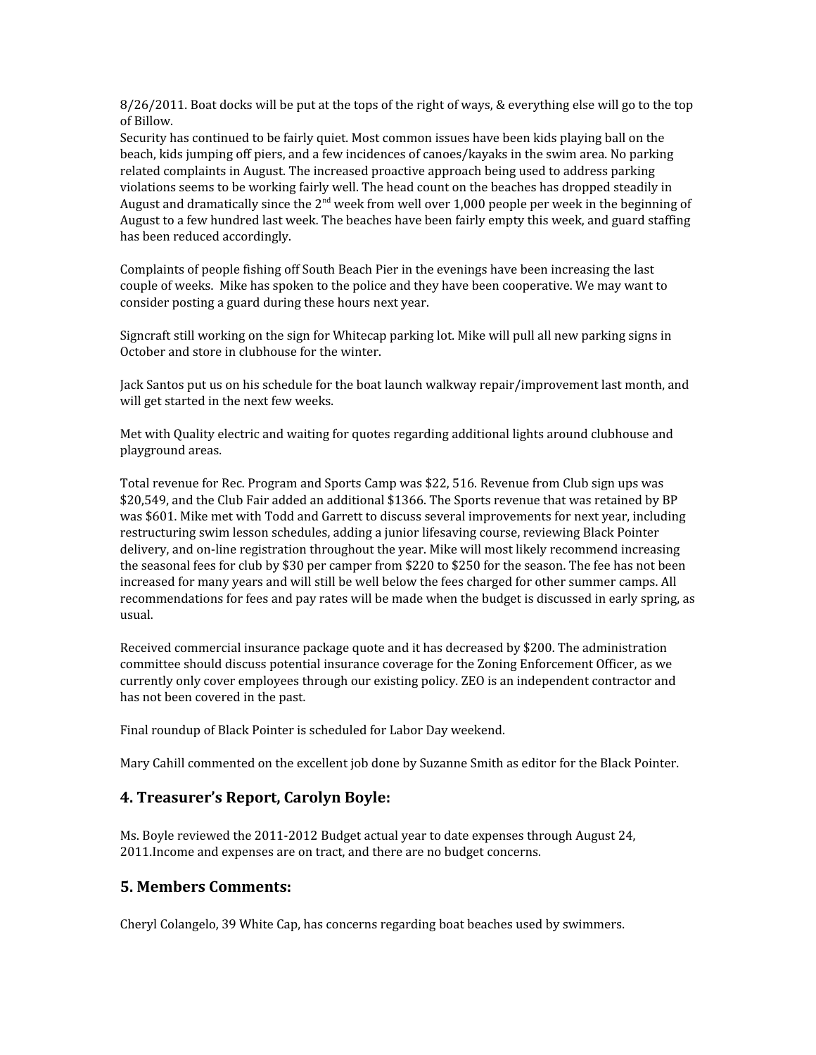8/26/2011. Boat docks will be put at the tops of the right of ways, & everything else will go to the top of Billow.

Security has continued to be fairly quiet. Most common issues have been kids playing ball on the beach, kids jumping off piers, and a few incidences of canoes/kayaks in the swim area. No parking related complaints in August. The increased proactive approach being used to address parking violations seems to be working fairly well. The head count on the beaches has dropped steadily in August and dramatically since the 2nd week from well over 1,000 people per week in the beginning of August to a few hundred last week. The beaches have been fairly empty this week, and guard staffing has been reduced accordingly.

Complaints of people fishing off South Beach Pier in the evenings have been increasing the last couple of weeks. Mike has spoken to the police and they have been cooperative. We may want to consider posting a guard during these hours next year.

Signcraft still working on the sign for Whitecap parking lot. Mike will pull all new parking signs in October and store in clubhouse for the winter.

Jack Santos put us on his schedule for the boat launch walkway repair/improvement last month, and will get started in the next few weeks.

Met with Quality electric and waiting for quotes regarding additional lights around clubhouse and playground areas.

Total revenue for Rec. Program and Sports Camp was $22, 516. Revenue from Club sign ups was $20,549, and the Club Fair added an additional $1366. The Sports revenue that was retained by BP was $601. Mike met with Todd and Garrett to discuss several improvements for next year, including restructuring swim lesson schedules, adding a junior lifesaving course, reviewing Black Pointer delivery, and on-line registration throughout the year. Mike will most likely recommend increasing the seasonal fees for club by $30 per camper from $220 to $250 for the season. The fee has not been increased for many years and will still be well below the fees charged for other summer camps. All recommendations for fees and pay rates will be made when the budget is discussed in early spring, as usual.

Received commercial insurance package quote and it has decreased by $200. The administration committee should discuss potential insurance coverage for the Zoning Enforcement Officer, as we currently only cover employees through our existing policy. ZEO is an independent contractor and has not been covered in the past.

Final roundup of Black Pointer is scheduled for Labor Day weekend.

Mary Cahill commented on the excellent job done by Suzanne Smith as editor for the Black Pointer.

## 4. Treasurer's Report, Carolyn Boyle:

Ms. Boyle reviewed the 2011-2012 Budget actual year to date expenses through August 24, 2011.Income and expenses are on tract, and there are no budget concerns.

## 5. Members Comments:

Cheryl Colangelo, 39 White Cap, has concerns regarding boat beaches used by swimmers.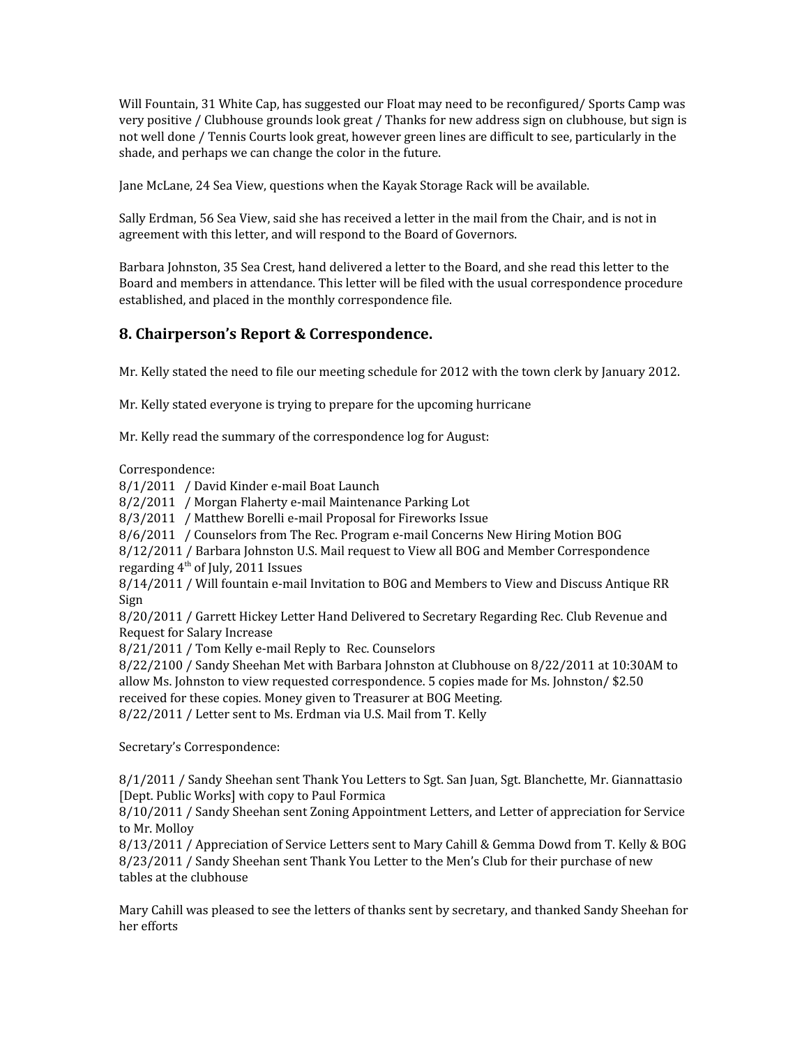Will Fountain, 31 White Cap, has suggested our Float may need to be reconfigured/ Sports Camp was very positive / Clubhouse grounds look great / Thanks for new address sign on clubhouse, but sign is not well done / Tennis Courts look great, however green lines are difficult to see, particularly in the shade, and perhaps we can change the color in the future.

Jane McLane, 24 Sea View, questions when the Kayak Storage Rack will be available.

Sally Erdman, 56 Sea View, said she has received a letter in the mail from the Chair, and is not in agreement with this letter, and will respond to the Board of Governors.

Barbara Johnston, 35 Sea Crest, hand delivered a letter to the Board, and she read this letter to the Board and members in attendance. This letter will be filed with the usual correspondence procedure established, and placed in the monthly correspondence file.

## 8. Chairperson's Report & Correspondence.

Mr. Kelly stated the need to file our meeting schedule for 2012 with the town clerk by January 2012.

Mr. Kelly stated everyone is trying to prepare for the upcoming hurricane

Mr. Kelly read the summary of the correspondence log for August:

Correspondence:
8/1/2011 / David Kinder e-mail Boat Launch
8/2/2011 / Morgan Flaherty e-mail Maintenance Parking Lot
8/3/2011 / Matthew Borelli e-mail Proposal for Fireworks Issue
8/6/2011 / Counselors from The Rec. Program e-mail Concerns New Hiring Motion BOG
8/12/2011 / Barbara Johnston U.S. Mail request to View all BOG and Member Correspondence regarding 4th of July, 2011 Issues
8/14/2011 / Will fountain e-mail Invitation to BOG and Members to View and Discuss Antique RR Sign
8/20/2011 / Garrett Hickey Letter Hand Delivered to Secretary Regarding Rec. Club Revenue and Request for Salary Increase
8/21/2011 / Tom Kelly e-mail Reply to Rec. Counselors
8/22/2100 / Sandy Sheehan Met with Barbara Johnston at Clubhouse on 8/22/2011 at 10:30AM to allow Ms. Johnston to view requested correspondence. 5 copies made for Ms. Johnston/ $2.50 received for these copies. Money given to Treasurer at BOG Meeting.
8/22/2011 / Letter sent to Ms. Erdman via U.S. Mail from T. Kelly

Secretary's Correspondence:

8/1/2011 / Sandy Sheehan sent Thank You Letters to Sgt. San Juan, Sgt. Blanchette, Mr. Giannattasio [Dept. Public Works] with copy to Paul Formica
8/10/2011 / Sandy Sheehan sent Zoning Appointment Letters, and Letter of appreciation for Service to Mr. Molloy
8/13/2011 / Appreciation of Service Letters sent to Mary Cahill & Gemma Dowd from T. Kelly & BOG
8/23/2011 / Sandy Sheehan sent Thank You Letter to the Men's Club for their purchase of new tables at the clubhouse

Mary Cahill was pleased to see the letters of thanks sent by secretary, and thanked Sandy Sheehan for her efforts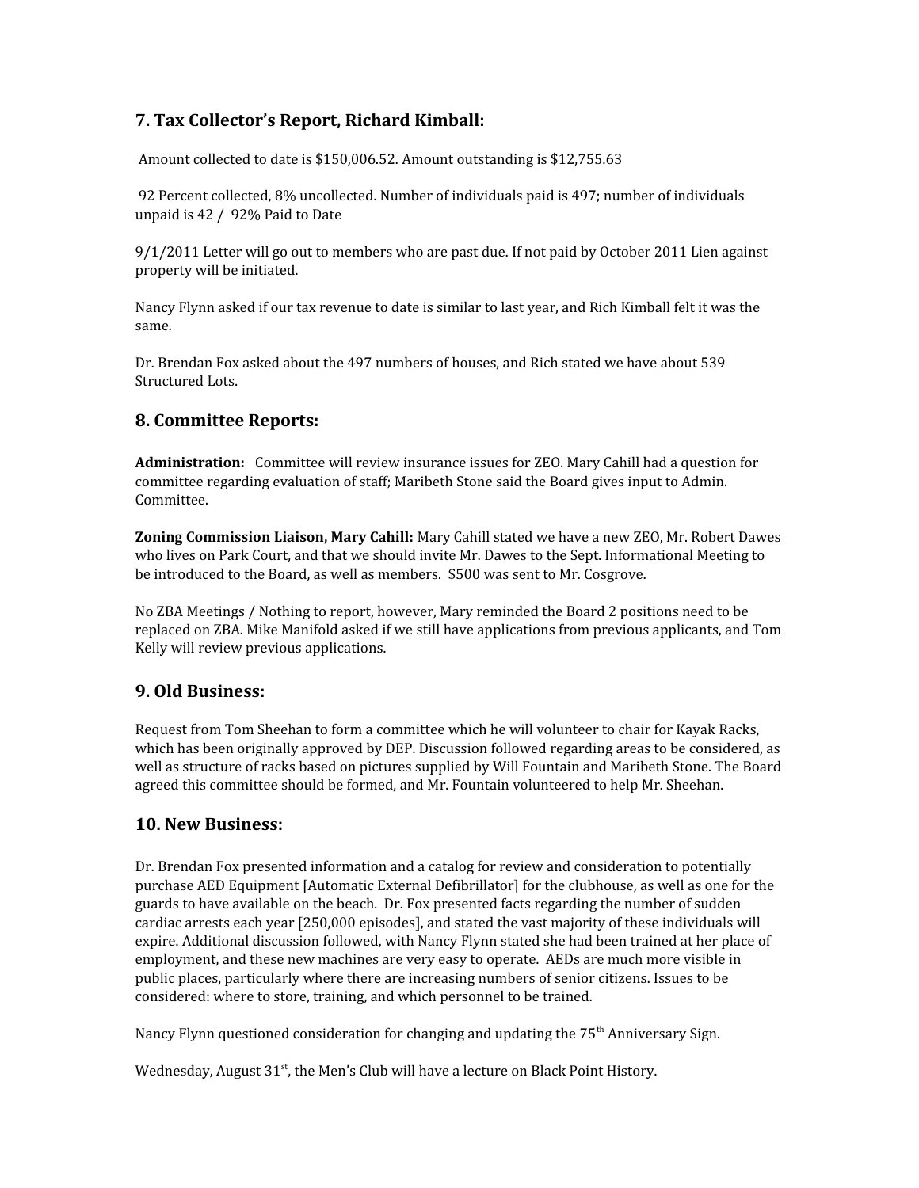## 7. Tax Collector's Report, Richard Kimball:

Amount collected to date is $150,006.52. Amount outstanding is $12,755.63

92 Percent collected, 8% uncollected. Number of individuals paid is 497; number of individuals unpaid is 42 / 92% Paid to Date

9/1/2011 Letter will go out to members who are past due. If not paid by October 2011 Lien against property will be initiated.

Nancy Flynn asked if our tax revenue to date is similar to last year, and Rich Kimball felt it was the same.

Dr. Brendan Fox asked about the 497 numbers of houses, and Rich stated we have about 539 Structured Lots.

## 8. Committee Reports:

**Administration:** Committee will review insurance issues for ZEO. Mary Cahill had a question for committee regarding evaluation of staff; Maribeth Stone said the Board gives input to Admin. Committee.

**Zoning Commission Liaison, Mary Cahill:** Mary Cahill stated we have a new ZEO, Mr. Robert Dawes who lives on Park Court, and that we should invite Mr. Dawes to the Sept. Informational Meeting to be introduced to the Board, as well as members. $500 was sent to Mr. Cosgrove.

No ZBA Meetings / Nothing to report, however, Mary reminded the Board 2 positions need to be replaced on ZBA. Mike Manifold asked if we still have applications from previous applicants, and Tom Kelly will review previous applications.

## 9. Old Business:

Request from Tom Sheehan to form a committee which he will volunteer to chair for Kayak Racks, which has been originally approved by DEP. Discussion followed regarding areas to be considered, as well as structure of racks based on pictures supplied by Will Fountain and Maribeth Stone. The Board agreed this committee should be formed, and Mr. Fountain volunteered to help Mr. Sheehan.

## 10. New Business:

Dr. Brendan Fox presented information and a catalog for review and consideration to potentially purchase AED Equipment [Automatic External Defibrillator] for the clubhouse, as well as one for the guards to have available on the beach. Dr. Fox presented facts regarding the number of sudden cardiac arrests each year [250,000 episodes], and stated the vast majority of these individuals will expire. Additional discussion followed, with Nancy Flynn stated she had been trained at her place of employment, and these new machines are very easy to operate. AEDs are much more visible in public places, particularly where there are increasing numbers of senior citizens. Issues to be considered: where to store, training, and which personnel to be trained.

Nancy Flynn questioned consideration for changing and updating the 75th Anniversary Sign.

Wednesday, August 31st, the Men's Club will have a lecture on Black Point History.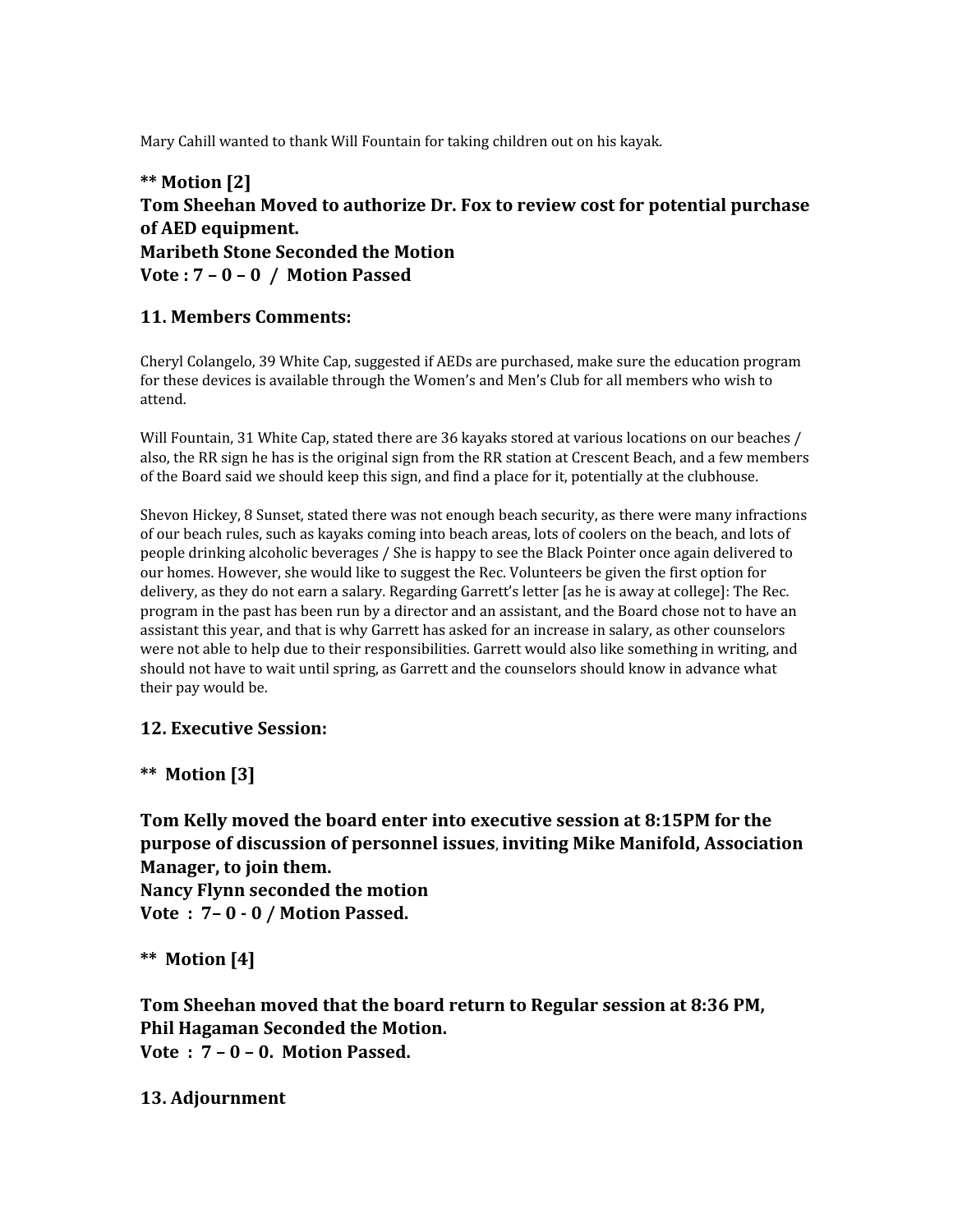Mary Cahill wanted to thank Will Fountain for taking children out on his kayak.

**** Motion [2]**
**Tom Sheehan Moved to authorize Dr. Fox to review cost for potential purchase of AED equipment.**
**Maribeth Stone Seconded the Motion**
**Vote : 7 – 0 – 0 / Motion Passed**

### 11. Members Comments:

Cheryl Colangelo, 39 White Cap, suggested if AEDs are purchased, make sure the education program for these devices is available through the Women's and Men's Club for all members who wish to attend.

Will Fountain, 31 White Cap, stated there are 36 kayaks stored at various locations on our beaches / also, the RR sign he has is the original sign from the RR station at Crescent Beach, and a few members of the Board said we should keep this sign, and find a place for it, potentially at the clubhouse.

Shevon Hickey, 8 Sunset, stated there was not enough beach security, as there were many infractions of our beach rules, such as kayaks coming into beach areas, lots of coolers on the beach, and lots of people drinking alcoholic beverages / She is happy to see the Black Pointer once again delivered to our homes. However, she would like to suggest the Rec. Volunteers be given the first option for delivery, as they do not earn a salary. Regarding Garrett's letter [as he is away at college]: The Rec. program in the past has been run by a director and an assistant, and the Board chose not to have an assistant this year, and that is why Garrett has asked for an increase in salary, as other counselors were not able to help due to their responsibilities. Garrett would also like something in writing, and should not have to wait until spring, as Garrett and the counselors should know in advance what their pay would be.

### 12. Executive Session:

**** Motion [3]**

**Tom Kelly moved the board enter into executive session at 8:15PM for the purpose of discussion of personnel issues, inviting Mike Manifold, Association Manager, to join them.**
**Nancy Flynn seconded the motion**
**Vote : 7– 0 - 0 / Motion Passed.**

**** Motion [4]**

**Tom Sheehan moved that the board return to Regular session at 8:36 PM,**
**Phil Hagaman Seconded the Motion.**
**Vote : 7 – 0 – 0. Motion Passed.**

### 13. Adjournment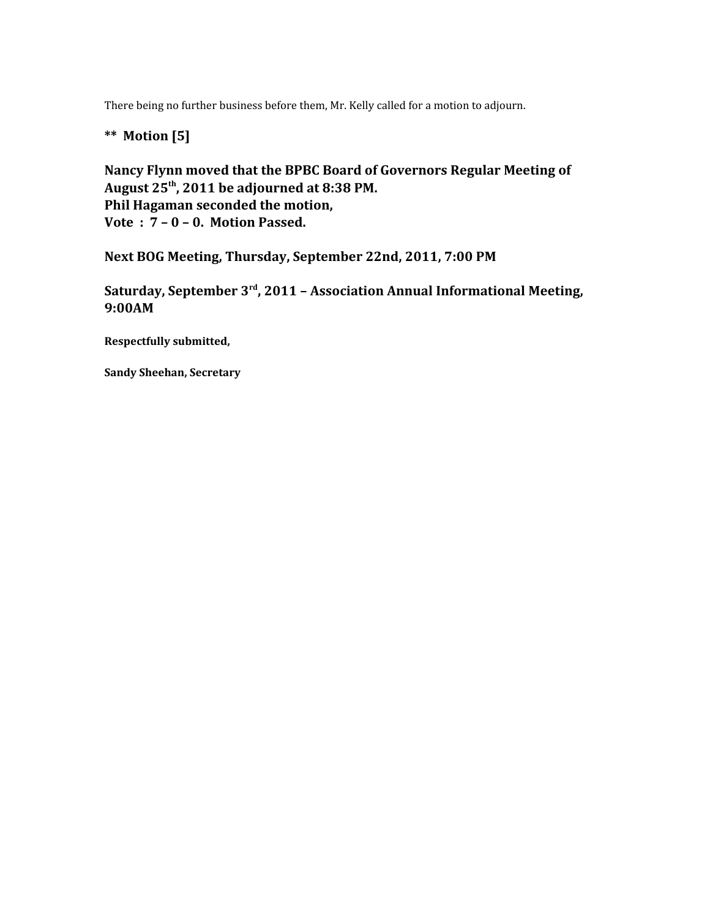There being no further business before them, Mr. Kelly called for a motion to adjourn.

**** Motion [5]**

**Nancy Flynn moved that the BPBC Board of Governors Regular Meeting of August 25th, 2011 be adjourned at 8:38 PM.**
**Phil Hagaman seconded the motion,**
**Vote : 7 – 0 – 0. Motion Passed.**

**Next BOG Meeting, Thursday, September 22nd, 2011, 7:00 PM**

**Saturday, September 3rd, 2011 – Association Annual Informational Meeting, 9:00AM**

**Respectfully submitted,**

**Sandy Sheehan, Secretary**